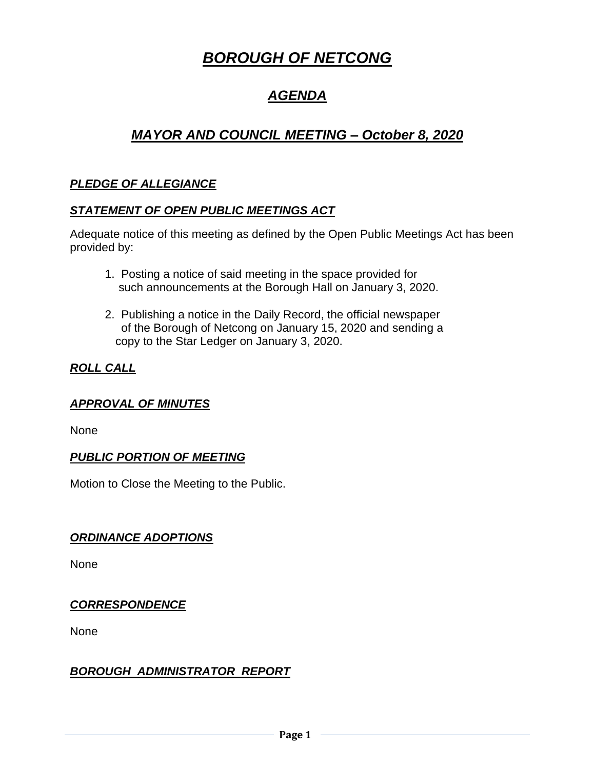# ***BOROUGH OF NETCONG***

## ***AGENDA***

## ***MAYOR AND COUNCIL MEETING – October 8, 2020***

### ***PLEDGE OF ALLEGIANCE***

### ***STATEMENT OF OPEN PUBLIC MEETINGS ACT***

Adequate notice of this meeting as defined by the Open Public Meetings Act has been provided by:

1. Posting a notice of said meeting in the space provided for such announcements at the Borough Hall on January 3, 2020.

2. Publishing a notice in the Daily Record, the official newspaper of the Borough of Netcong on January 15, 2020 and sending a copy to the Star Ledger on January 3, 2020.

### ***ROLL CALL***

### ***APPROVAL OF MINUTES***

None

### ***PUBLIC PORTION OF MEETING***

Motion to Close the Meeting to the Public.

### ***ORDINANCE ADOPTIONS***

None

### ***CORRESPONDENCE***

None

### ***BOROUGH ADMINISTRATOR REPORT***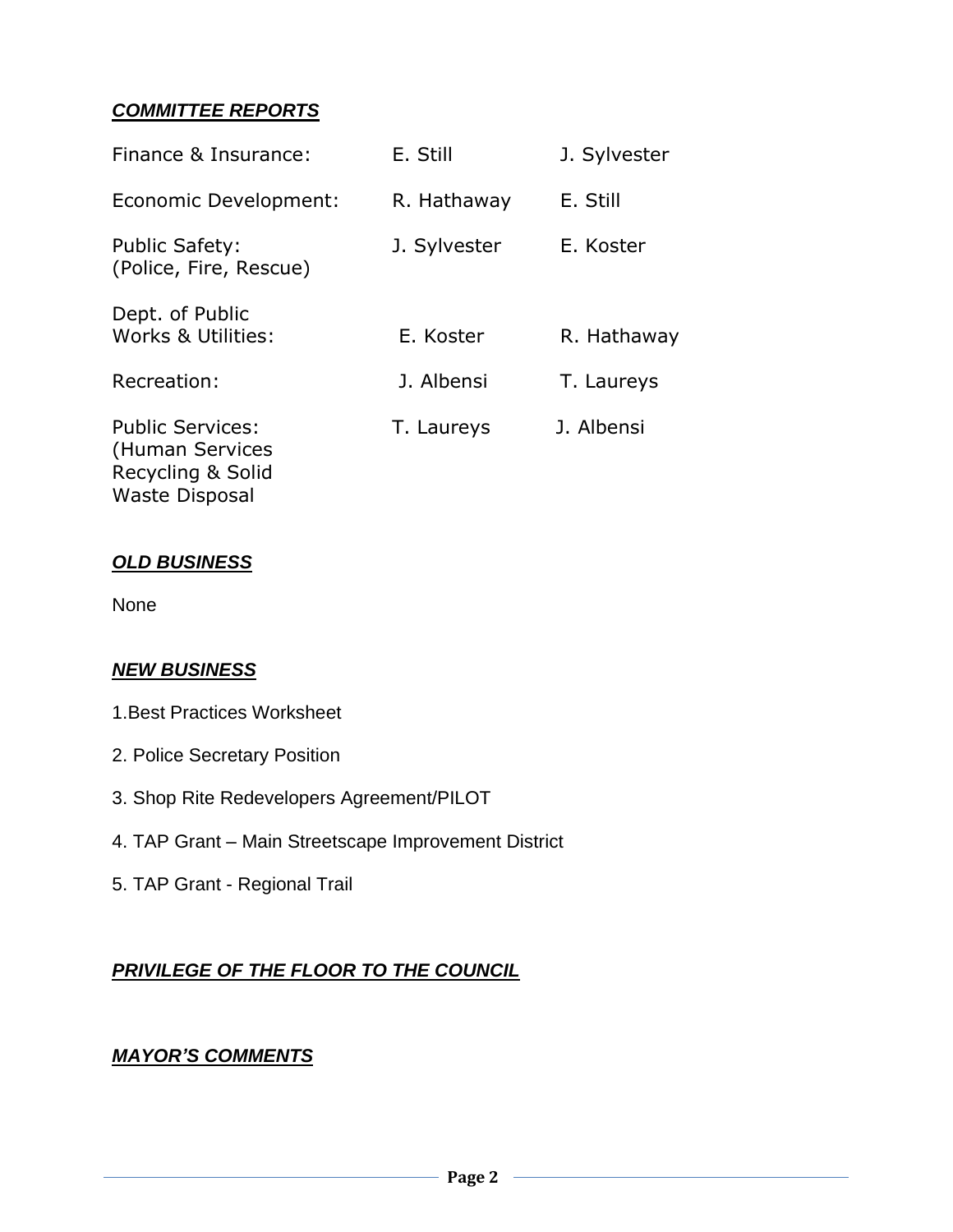## ***COMMITTEE REPORTS***

| | | |
|---|---|---|
| Finance & Insurance: | E. Still | J. Sylvester |
| Economic Development: | R. Hathaway | E. Still |
| Public Safety: (Police, Fire, Rescue) | J. Sylvester | E. Koster |
| Dept. of Public Works & Utilities: | E. Koster | R. Hathaway |
| Recreation: | J. Albensi | T. Laureys |
| Public Services: (Human Services Recycling & Solid Waste Disposal | T. Laureys | J. Albensi |

## ***OLD BUSINESS***

None

## ***NEW BUSINESS***

1.Best Practices Worksheet

2. Police Secretary Position

3. Shop Rite Redevelopers Agreement/PILOT

4. TAP Grant – Main Streetscape Improvement District

5. TAP Grant - Regional Trail

## ***PRIVILEGE OF THE FLOOR TO THE COUNCIL***

## ***MAYOR'S COMMENTS***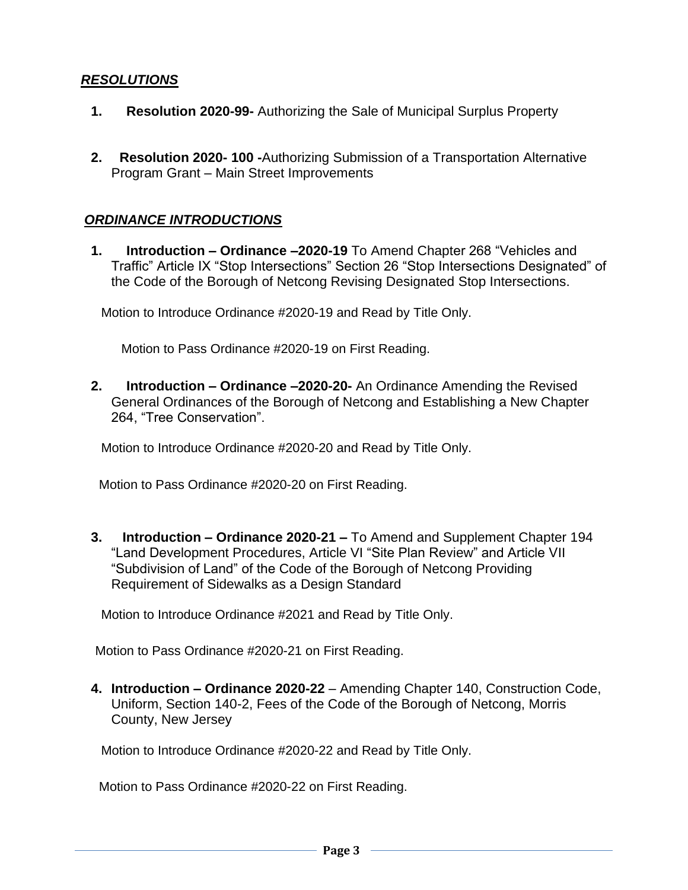## ***RESOLUTIONS***

1. **Resolution 2020-99-** Authorizing the Sale of Municipal Surplus Property

2. **Resolution 2020- 100 -**Authorizing Submission of a Transportation Alternative Program Grant – Main Street Improvements

## ***ORDINANCE INTRODUCTIONS***

1. **Introduction – Ordinance –2020-19** To Amend Chapter 268 "Vehicles and Traffic" Article IX "Stop Intersections" Section 26 "Stop Intersections Designated" of the Code of the Borough of Netcong Revising Designated Stop Intersections.

   Motion to Introduce Ordinance #2020-19 and Read by Title Only.

   Motion to Pass Ordinance #2020-19 on First Reading.

2. **Introduction – Ordinance –2020-20-** An Ordinance Amending the Revised General Ordinances of the Borough of Netcong and Establishing a New Chapter 264, "Tree Conservation".

   Motion to Introduce Ordinance #2020-20 and Read by Title Only.

   Motion to Pass Ordinance #2020-20 on First Reading.

3. **Introduction – Ordinance 2020-21 –** To Amend and Supplement Chapter 194 "Land Development Procedures, Article VI "Site Plan Review" and Article VII "Subdivision of Land" of the Code of the Borough of Netcong Providing Requirement of Sidewalks as a Design Standard

   Motion to Introduce Ordinance #2021 and Read by Title Only.

   Motion to Pass Ordinance #2020-21 on First Reading.

4. **Introduction – Ordinance 2020-22** – Amending Chapter 140, Construction Code, Uniform, Section 140-2, Fees of the Code of the Borough of Netcong, Morris County, New Jersey

   Motion to Introduce Ordinance #2020-22 and Read by Title Only.

   Motion to Pass Ordinance #2020-22 on First Reading.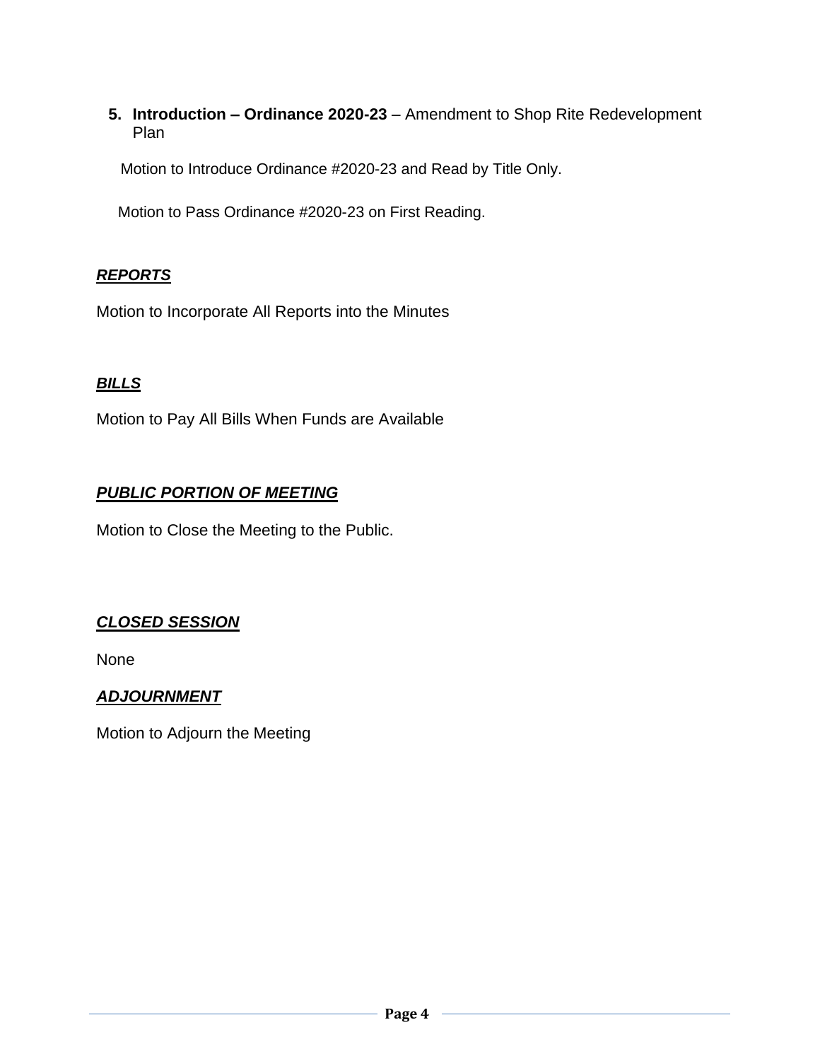5. **Introduction – Ordinance 2020-23** – Amendment to Shop Rite Redevelopment Plan

Motion to Introduce Ordinance #2020-23 and Read by Title Only.

Motion to Pass Ordinance #2020-23 on First Reading.

***REPORTS***

Motion to Incorporate All Reports into the Minutes

***BILLS***

Motion to Pay All Bills When Funds are Available

***PUBLIC PORTION OF MEETING***

Motion to Close the Meeting to the Public.

***CLOSED SESSION***

None

***ADJOURNMENT***

Motion to Adjourn the Meeting